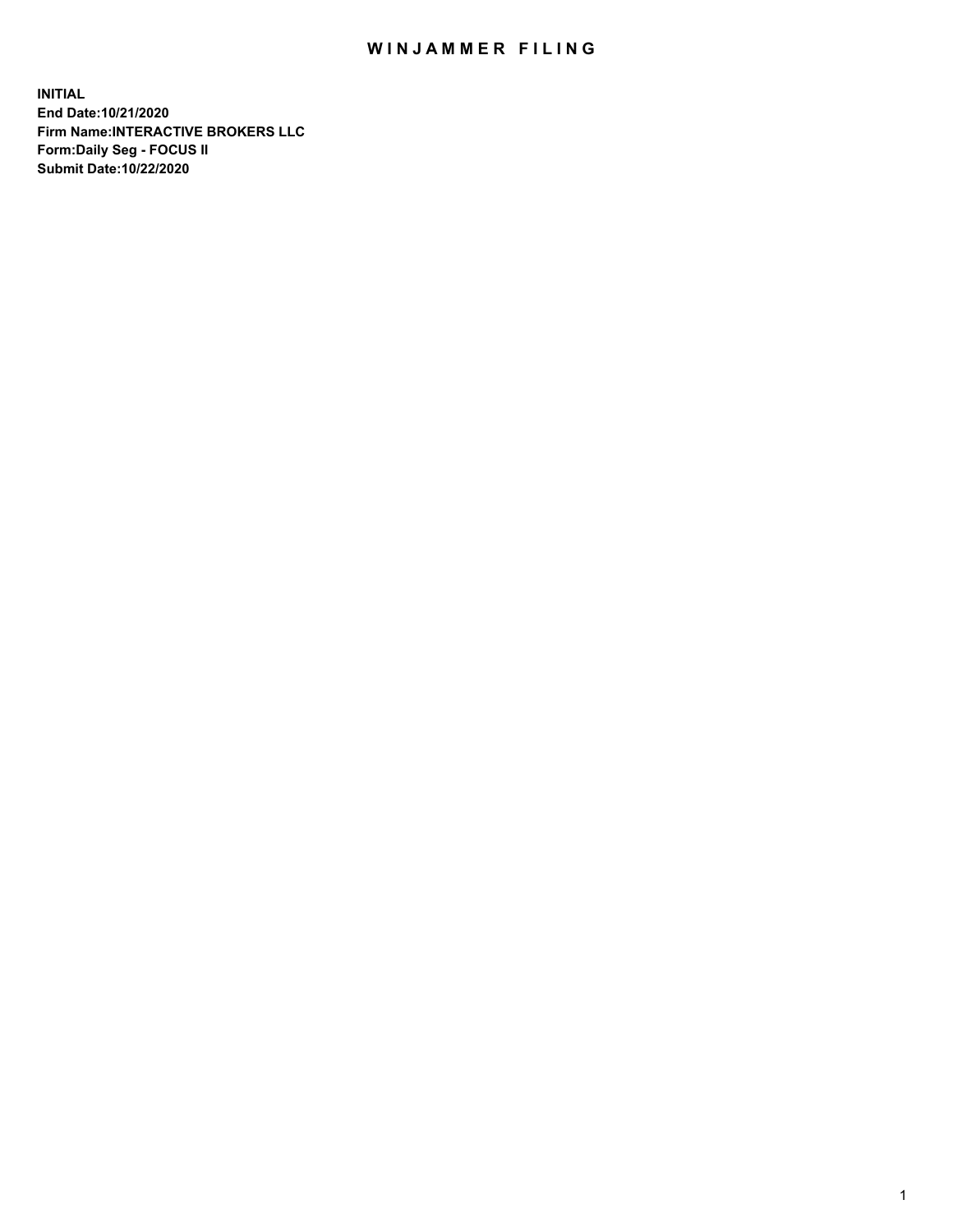# WINJAMMER FILING

**INITIAL**
**End Date:10/21/2020**
**Firm Name:INTERACTIVE BROKERS LLC**
**Form:Daily Seg - FOCUS II**
**Submit Date:10/22/2020**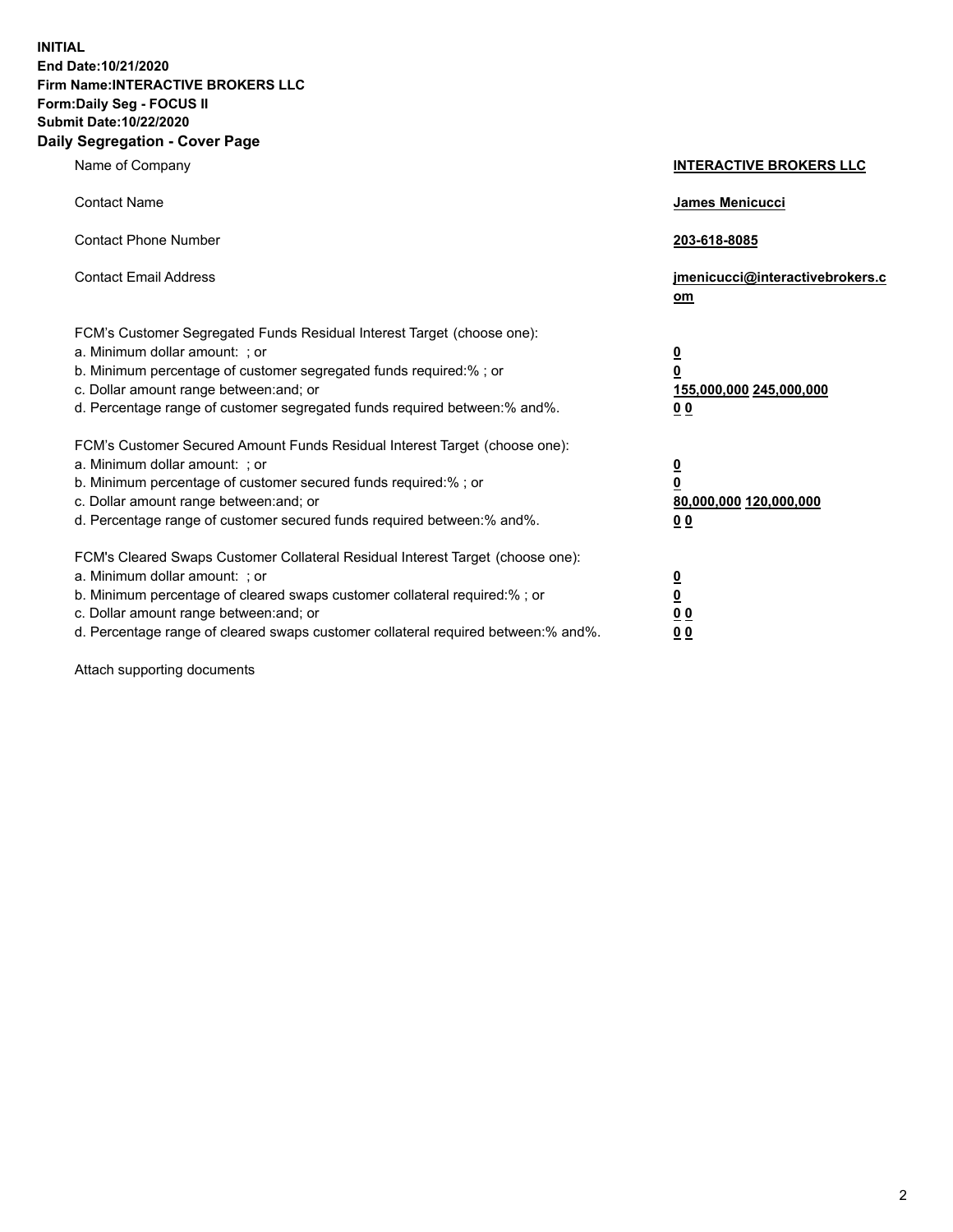**INITIAL**
**End Date:10/21/2020**
**Firm Name:INTERACTIVE BROKERS LLC**
**Form:Daily Seg - FOCUS II**
**Submit Date:10/22/2020**

## Daily Segregation - Cover Page

| | |
|---|---|
| Name of Company | **INTERACTIVE BROKERS LLC** |
| Contact Name | **James Menicucci** |
| Contact Phone Number | **203-618-8085** |
| Contact Email Address | **jmenicucci@interactivebrokers.com** |

FCM's Customer Segregated Funds Residual Interest Target (choose one):

| | |
|---|---|
| a. Minimum dollar amount: ; or | **0** |
| b. Minimum percentage of customer segregated funds required:% ; or | **0** |
| c. Dollar amount range between:and; or | **155,000,000 245,000,000** |
| d. Percentage range of customer segregated funds required between:% and%. | **0 0** |

FCM's Customer Secured Amount Funds Residual Interest Target (choose one):

| | |
|---|---|
| a. Minimum dollar amount: ; or | **0** |
| b. Minimum percentage of customer secured funds required:% ; or | **0** |
| c. Dollar amount range between:and; or | **80,000,000 120,000,000** |
| d. Percentage range of customer secured funds required between:% and%. | **0 0** |

FCM's Cleared Swaps Customer Collateral Residual Interest Target (choose one):

| | |
|---|---|
| a. Minimum dollar amount: ; or | **0** |
| b. Minimum percentage of cleared swaps customer collateral required:% ; or | **0** |
| c. Dollar amount range between:and; or | **0 0** |
| d. Percentage range of cleared swaps customer collateral required between:% and%. | **0 0** |

Attach supporting documents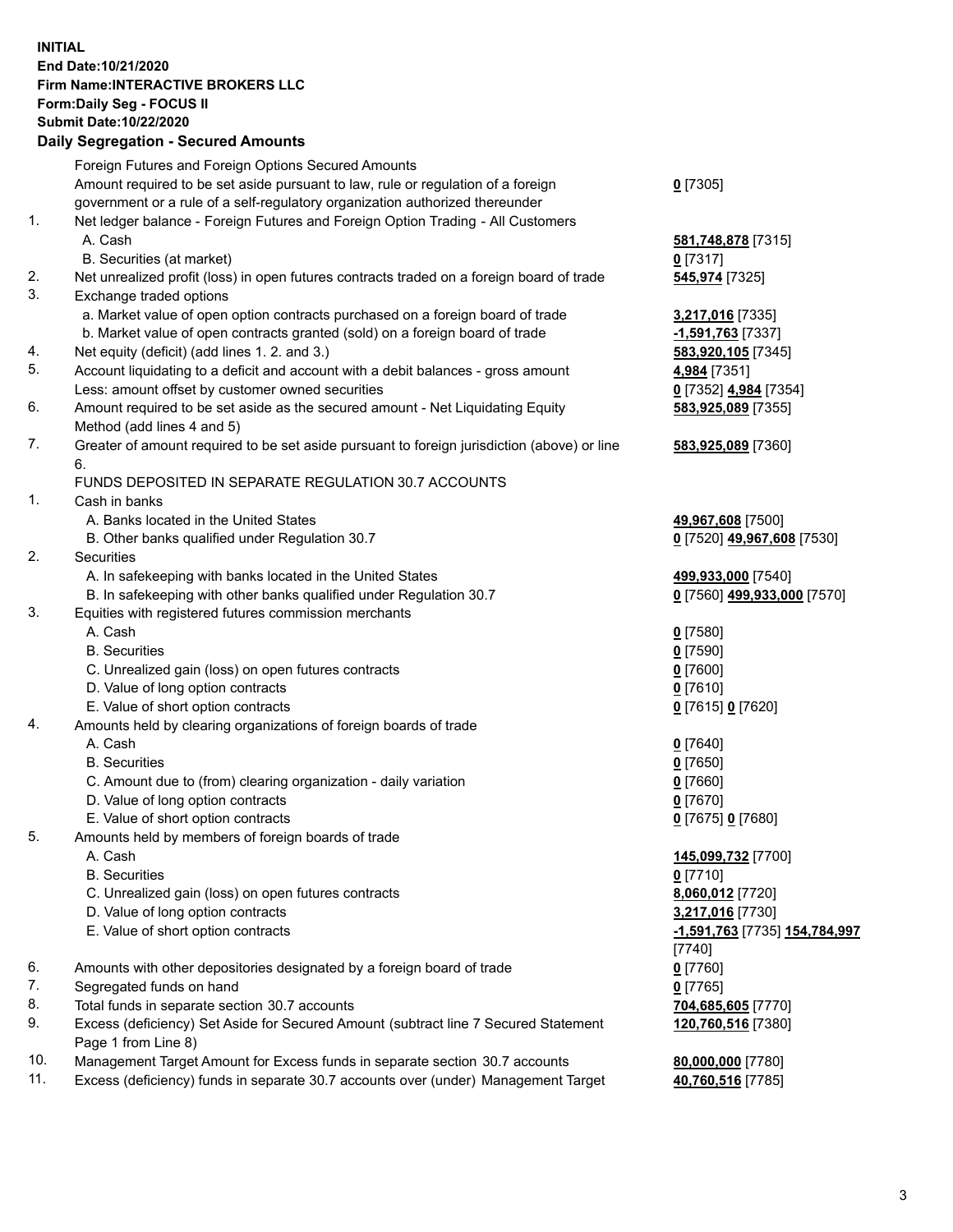**INITIAL**
**End Date:10/21/2020**
**Firm Name:INTERACTIVE BROKERS LLC**
**Form:Daily Seg - FOCUS II**
**Submit Date:10/22/2020**

### Daily Segregation - Secured Amounts

| | | |
|---|---|---|
| | Foreign Futures and Foreign Options Secured Amounts | |
| | Amount required to be set aside pursuant to law, rule or regulation of a foreign government or a rule of a self-regulatory organization authorized thereunder | **0** [7305] |
| 1. | Net ledger balance - Foreign Futures and Foreign Option Trading - All Customers | |
| | A. Cash | **581,748,878** [7315] |
| | B. Securities (at market) | **0** [7317] |
| 2. | Net unrealized profit (loss) in open futures contracts traded on a foreign board of trade | **545,974** [7325] |
| 3. | Exchange traded options | |
| | a. Market value of open option contracts purchased on a foreign board of trade | **3,217,016** [7335] |
| | b. Market value of open contracts granted (sold) on a foreign board of trade | **-1,591,763** [7337] |
| 4. | Net equity (deficit) (add lines 1. 2. and 3.) | **583,920,105** [7345] |
| 5. | Account liquidating to a deficit and account with a debit balances - gross amount | **4,984** [7351] |
| | Less: amount offset by customer owned securities | **0** [7352] **4,984** [7354] |
| 6. | Amount required to be set aside as the secured amount - Net Liquidating Equity Method (add lines 4 and 5) | **583,925,089** [7355] |
| 7. | Greater of amount required to be set aside pursuant to foreign jurisdiction (above) or line 6. | **583,925,089** [7360] |
| | FUNDS DEPOSITED IN SEPARATE REGULATION 30.7 ACCOUNTS | |
| 1. | Cash in banks | |
| | A. Banks located in the United States | **49,967,608** [7500] |
| | B. Other banks qualified under Regulation 30.7 | **0** [7520] **49,967,608** [7530] |
| 2. | Securities | |
| | A. In safekeeping with banks located in the United States | **499,933,000** [7540] |
| | B. In safekeeping with other banks qualified under Regulation 30.7 | **0** [7560] **499,933,000** [7570] |
| 3. | Equities with registered futures commission merchants | |
| | A. Cash | **0** [7580] |
| | B. Securities | **0** [7590] |
| | C. Unrealized gain (loss) on open futures contracts | **0** [7600] |
| | D. Value of long option contracts | **0** [7610] |
| | E. Value of short option contracts | **0** [7615] **0** [7620] |
| 4. | Amounts held by clearing organizations of foreign boards of trade | |
| | A. Cash | **0** [7640] |
| | B. Securities | **0** [7650] |
| | C. Amount due to (from) clearing organization - daily variation | **0** [7660] |
| | D. Value of long option contracts | **0** [7670] |
| | E. Value of short option contracts | **0** [7675] **0** [7680] |
| 5. | Amounts held by members of foreign boards of trade | |
| | A. Cash | **145,099,732** [7700] |
| | B. Securities | **0** [7710] |
| | C. Unrealized gain (loss) on open futures contracts | **8,060,012** [7720] |
| | D. Value of long option contracts | **3,217,016** [7730] |
| | E. Value of short option contracts | **-1,591,763** [7735] **154,784,997** [7740] |
| 6. | Amounts with other depositories designated by a foreign board of trade | **0** [7760] |
| 7. | Segregated funds on hand | **0** [7765] |
| 8. | Total funds in separate section 30.7 accounts | **704,685,605** [7770] |
| 9. | Excess (deficiency) Set Aside for Secured Amount (subtract line 7 Secured Statement Page 1 from Line 8) | **120,760,516** [7380] |
| 10. | Management Target Amount for Excess funds in separate section 30.7 accounts | **80,000,000** [7780] |
| 11. | Excess (deficiency) funds in separate 30.7 accounts over (under) Management Target | **40,760,516** [7785] |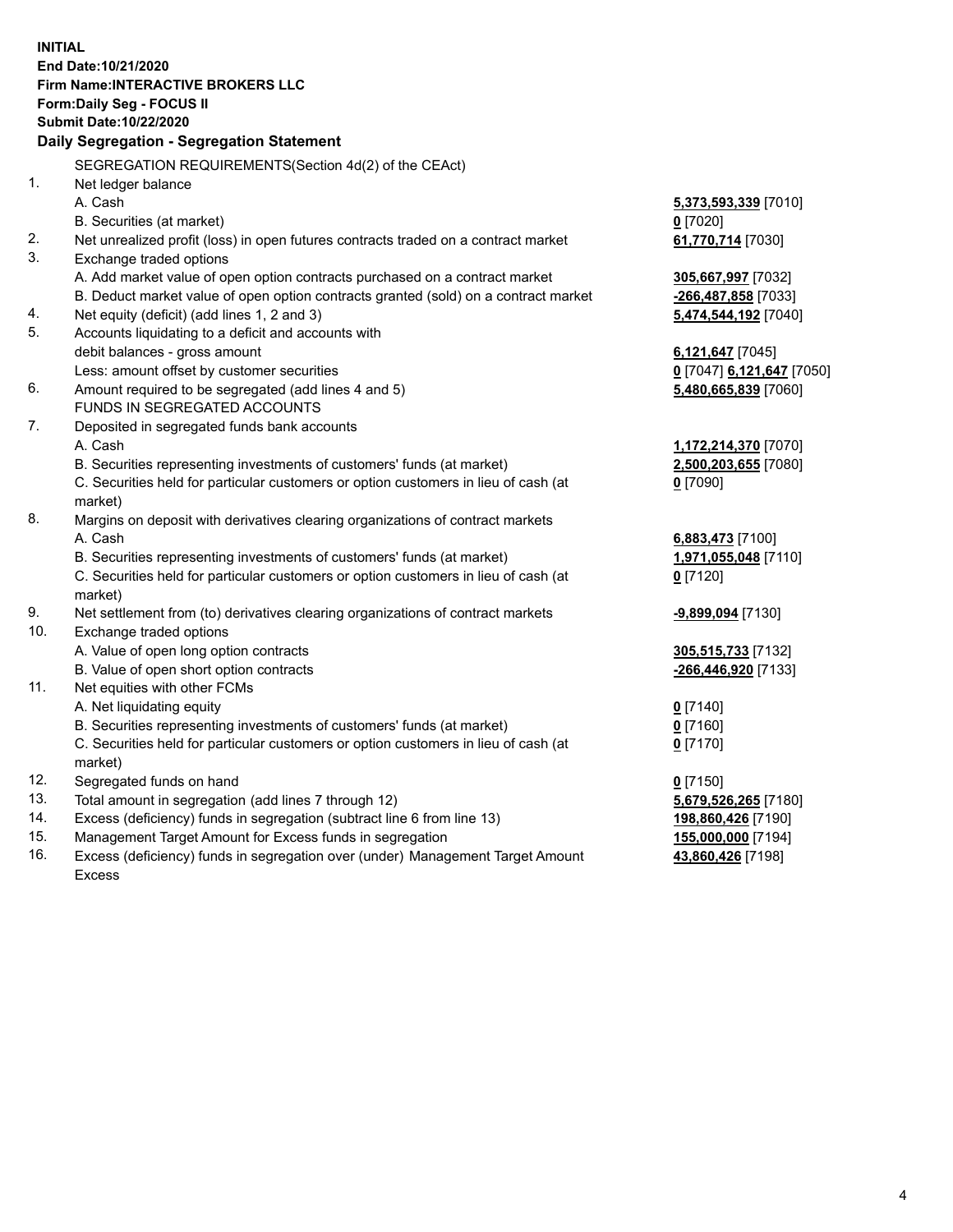**INITIAL**
**End Date:10/21/2020**
**Firm Name:INTERACTIVE BROKERS LLC**
**Form:Daily Seg - FOCUS II**
**Submit Date:10/22/2020**

**Daily Segregation - Segregation Statement**

| | | |
|---|---|---|
| | SEGREGATION REQUIREMENTS(Section 4d(2) of the CEAct) | |
| 1. | Net ledger balance | |
| | A. Cash | **5,373,593,339** [7010] |
| | B. Securities (at market) | **0** [7020] |
| 2. | Net unrealized profit (loss) in open futures contracts traded on a contract market | **61,770,714** [7030] |
| 3. | Exchange traded options | |
| | A. Add market value of open option contracts purchased on a contract market | **305,667,997** [7032] |
| | B. Deduct market value of open option contracts granted (sold) on a contract market | **-266,487,858** [7033] |
| 4. | Net equity (deficit) (add lines 1, 2 and 3) | **5,474,544,192** [7040] |
| 5. | Accounts liquidating to a deficit and accounts with debit balances - gross amount | **6,121,647** [7045] |
| | Less: amount offset by customer securities | **0** [7047] **6,121,647** [7050] |
| 6. | Amount required to be segregated (add lines 4 and 5) | **5,480,665,839** [7060] |
| | FUNDS IN SEGREGATED ACCOUNTS | |
| 7. | Deposited in segregated funds bank accounts | |
| | A. Cash | **1,172,214,370** [7070] |
| | B. Securities representing investments of customers' funds (at market) | **2,500,203,655** [7080] |
| | C. Securities held for particular customers or option customers in lieu of cash (at market) | **0** [7090] |
| 8. | Margins on deposit with derivatives clearing organizations of contract markets | |
| | A. Cash | **6,883,473** [7100] |
| | B. Securities representing investments of customers' funds (at market) | **1,971,055,048** [7110] |
| | C. Securities held for particular customers or option customers in lieu of cash (at market) | **0** [7120] |
| 9. | Net settlement from (to) derivatives clearing organizations of contract markets | **-9,899,094** [7130] |
| 10. | Exchange traded options | |
| | A. Value of open long option contracts | **305,515,733** [7132] |
| | B. Value of open short option contracts | **-266,446,920** [7133] |
| 11. | Net equities with other FCMs | |
| | A. Net liquidating equity | **0** [7140] |
| | B. Securities representing investments of customers' funds (at market) | **0** [7160] |
| | C. Securities held for particular customers or option customers in lieu of cash (at market) | **0** [7170] |
| 12. | Segregated funds on hand | **0** [7150] |
| 13. | Total amount in segregation (add lines 7 through 12) | **5,679,526,265** [7180] |
| 14. | Excess (deficiency) funds in segregation (subtract line 6 from line 13) | **198,860,426** [7190] |
| 15. | Management Target Amount for Excess funds in segregation | **155,000,000** [7194] |
| 16. | Excess (deficiency) funds in segregation over (under) Management Target Amount Excess | **43,860,426** [7198] |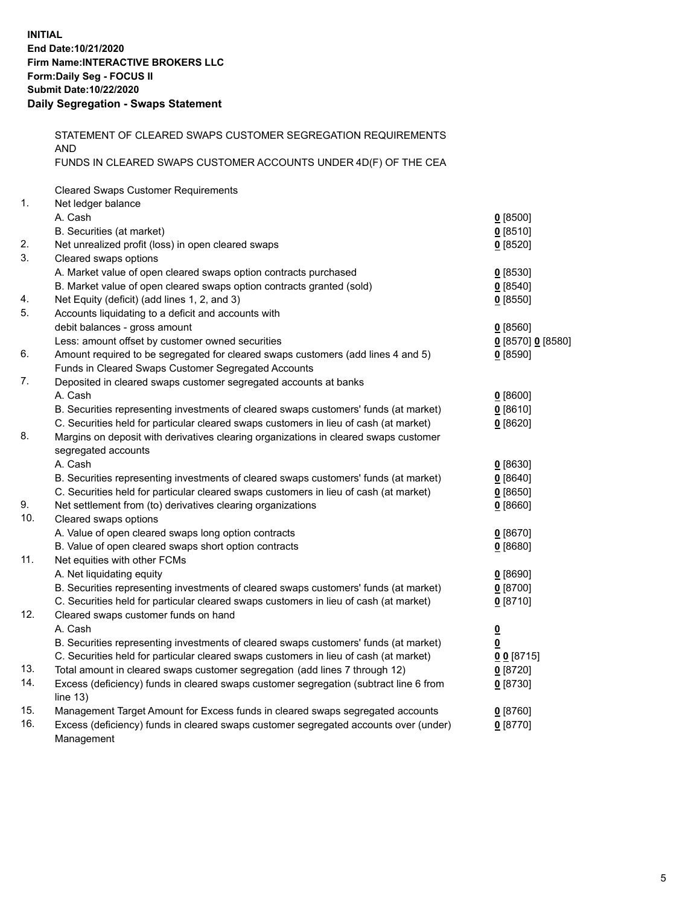**INITIAL**
**End Date:10/21/2020**
**Firm Name:INTERACTIVE BROKERS LLC**
**Form:Daily Seg - FOCUS II**
**Submit Date:10/22/2020**
**Daily Segregation - Swaps Statement**

STATEMENT OF CLEARED SWAPS CUSTOMER SEGREGATION REQUIREMENTS AND
FUNDS IN CLEARED SWAPS CUSTOMER ACCOUNTS UNDER 4D(F) OF THE CEA

| | | |
|---|---|---|
| | Cleared Swaps Customer Requirements | |
| 1. | Net ledger balance | |
| | A. Cash | 0 [8500] |
| | B. Securities (at market) | 0 [8510] |
| 2. | Net unrealized profit (loss) in open cleared swaps | 0 [8520] |
| 3. | Cleared swaps options | |
| | A. Market value of open cleared swaps option contracts purchased | 0 [8530] |
| | B. Market value of open cleared swaps option contracts granted (sold) | 0 [8540] |
| 4. | Net Equity (deficit) (add lines 1, 2, and 3) | 0 [8550] |
| 5. | Accounts liquidating to a deficit and accounts with | |
| | debit balances - gross amount | 0 [8560] |
| | Less: amount offset by customer owned securities | 0 [8570] 0 [8580] |
| 6. | Amount required to be segregated for cleared swaps customers (add lines 4 and 5) | 0 [8590] |
| | Funds in Cleared Swaps Customer Segregated Accounts | |
| 7. | Deposited in cleared swaps customer segregated accounts at banks | |
| | A. Cash | 0 [8600] |
| | B. Securities representing investments of cleared swaps customers' funds (at market) | 0 [8610] |
| | C. Securities held for particular cleared swaps customers in lieu of cash (at market) | 0 [8620] |
| 8. | Margins on deposit with derivatives clearing organizations in cleared swaps customer segregated accounts | |
| | A. Cash | 0 [8630] |
| | B. Securities representing investments of cleared swaps customers' funds (at market) | 0 [8640] |
| | C. Securities held for particular cleared swaps customers in lieu of cash (at market) | 0 [8650] |
| 9. | Net settlement from (to) derivatives clearing organizations | 0 [8660] |
| 10. | Cleared swaps options | |
| | A. Value of open cleared swaps long option contracts | 0 [8670] |
| | B. Value of open cleared swaps short option contracts | 0 [8680] |
| 11. | Net equities with other FCMs | |
| | A. Net liquidating equity | 0 [8690] |
| | B. Securities representing investments of cleared swaps customers' funds (at market) | 0 [8700] |
| | C. Securities held for particular cleared swaps customers in lieu of cash (at market) | 0 [8710] |
| 12. | Cleared swaps customer funds on hand | |
| | A. Cash | 0 |
| | B. Securities representing investments of cleared swaps customers' funds (at market) | 0 |
| | C. Securities held for particular cleared swaps customers in lieu of cash (at market) | 0 0 [8715] |
| 13. | Total amount in cleared swaps customer segregation (add lines 7 through 12) | 0 [8720] |
| 14. | Excess (deficiency) funds in cleared swaps customer segregation (subtract line 6 from line 13) | 0 [8730] |
| 15. | Management Target Amount for Excess funds in cleared swaps segregated accounts | 0 [8760] |
| 16. | Excess (deficiency) funds in cleared swaps customer segregated accounts over (under) Management | 0 [8770] |